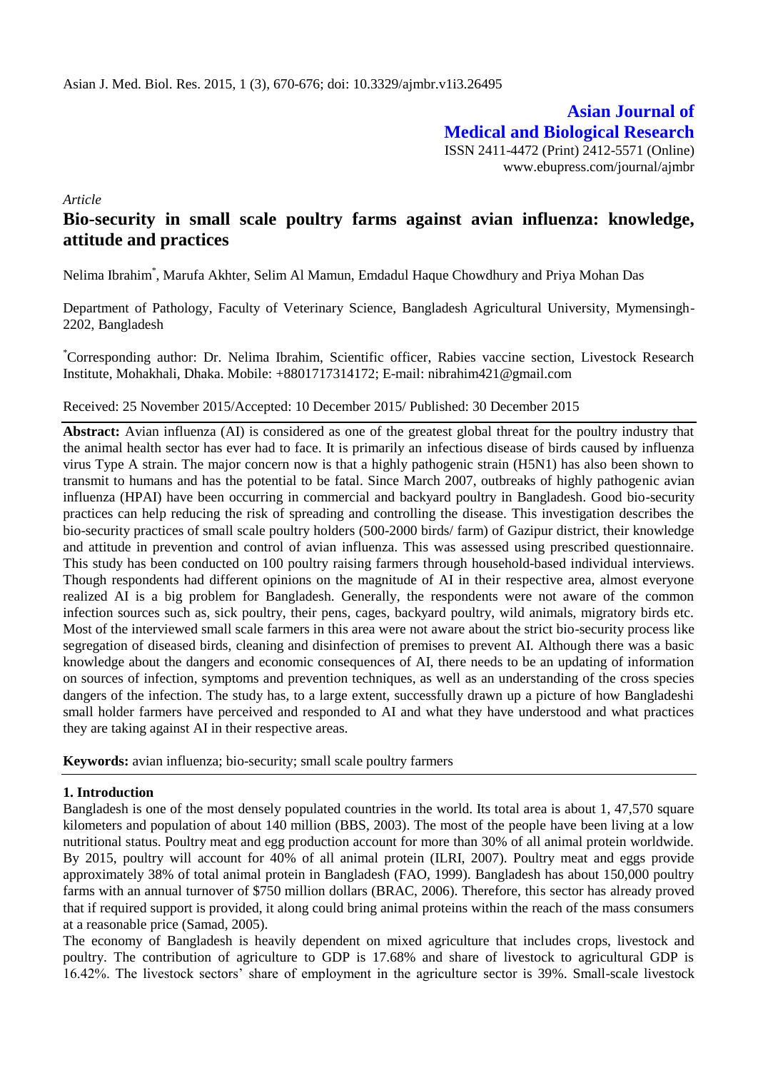*Article*

# Bio-security in small scale poultry farms against avian influenza: knowledge, attitude and practices

Nelima Ibrahim*, Marufa Akhter, Selim Al Mamun, Emdadul Haque Chowdhury and Priya Mohan Das

Department of Pathology, Faculty of Veterinary Science, Bangladesh Agricultural University, Mymensingh-2202, Bangladesh

*Corresponding author: Dr. Nelima Ibrahim, Scientific officer, Rabies vaccine section, Livestock Research Institute, Mohakhali, Dhaka. Mobile: +8801717314172; E-mail: nibrahim421@gmail.com

Received: 25 November 2015/Accepted: 10 December 2015/ Published: 30 December 2015

**Abstract:** Avian influenza (AI) is considered as one of the greatest global threat for the poultry industry that the animal health sector has ever had to face. It is primarily an infectious disease of birds caused by influenza virus Type A strain. The major concern now is that a highly pathogenic strain (H5N1) has also been shown to transmit to humans and has the potential to be fatal. Since March 2007, outbreaks of highly pathogenic avian influenza (HPAI) have been occurring in commercial and backyard poultry in Bangladesh. Good bio-security practices can help reducing the risk of spreading and controlling the disease. This investigation describes the bio-security practices of small scale poultry holders (500-2000 birds/ farm) of Gazipur district, their knowledge and attitude in prevention and control of avian influenza. This was assessed using prescribed questionnaire. This study has been conducted on 100 poultry raising farmers through household-based individual interviews. Though respondents had different opinions on the magnitude of AI in their respective area, almost everyone realized AI is a big problem for Bangladesh. Generally, the respondents were not aware of the common infection sources such as, sick poultry, their pens, cages, backyard poultry, wild animals, migratory birds etc. Most of the interviewed small scale farmers in this area were not aware about the strict bio-security process like segregation of diseased birds, cleaning and disinfection of premises to prevent AI. Although there was a basic knowledge about the dangers and economic consequences of AI, there needs to be an updating of information on sources of infection, symptoms and prevention techniques, as well as an understanding of the cross species dangers of the infection. The study has, to a large extent, successfully drawn up a picture of how Bangladeshi small holder farmers have perceived and responded to AI and what they have understood and what practices they are taking against AI in their respective areas.

**Keywords:** avian influenza; bio-security; small scale poultry farmers

## 1. Introduction

Bangladesh is one of the most densely populated countries in the world. Its total area is about 1, 47,570 square kilometers and population of about 140 million (BBS, 2003). The most of the people have been living at a low nutritional status. Poultry meat and egg production account for more than 30% of all animal protein worldwide. By 2015, poultry will account for 40% of all animal protein (ILRI, 2007). Poultry meat and eggs provide approximately 38% of total animal protein in Bangladesh (FAO, 1999). Bangladesh has about 150,000 poultry farms with an annual turnover of $750 million dollars (BRAC, 2006). Therefore, this sector has already proved that if required support is provided, it along could bring animal proteins within the reach of the mass consumers at a reasonable price (Samad, 2005).

The economy of Bangladesh is heavily dependent on mixed agriculture that includes crops, livestock and poultry. The contribution of agriculture to GDP is 17.68% and share of livestock to agricultural GDP is 16.42%. The livestock sectors' share of employment in the agriculture sector is 39%. Small-scale livestock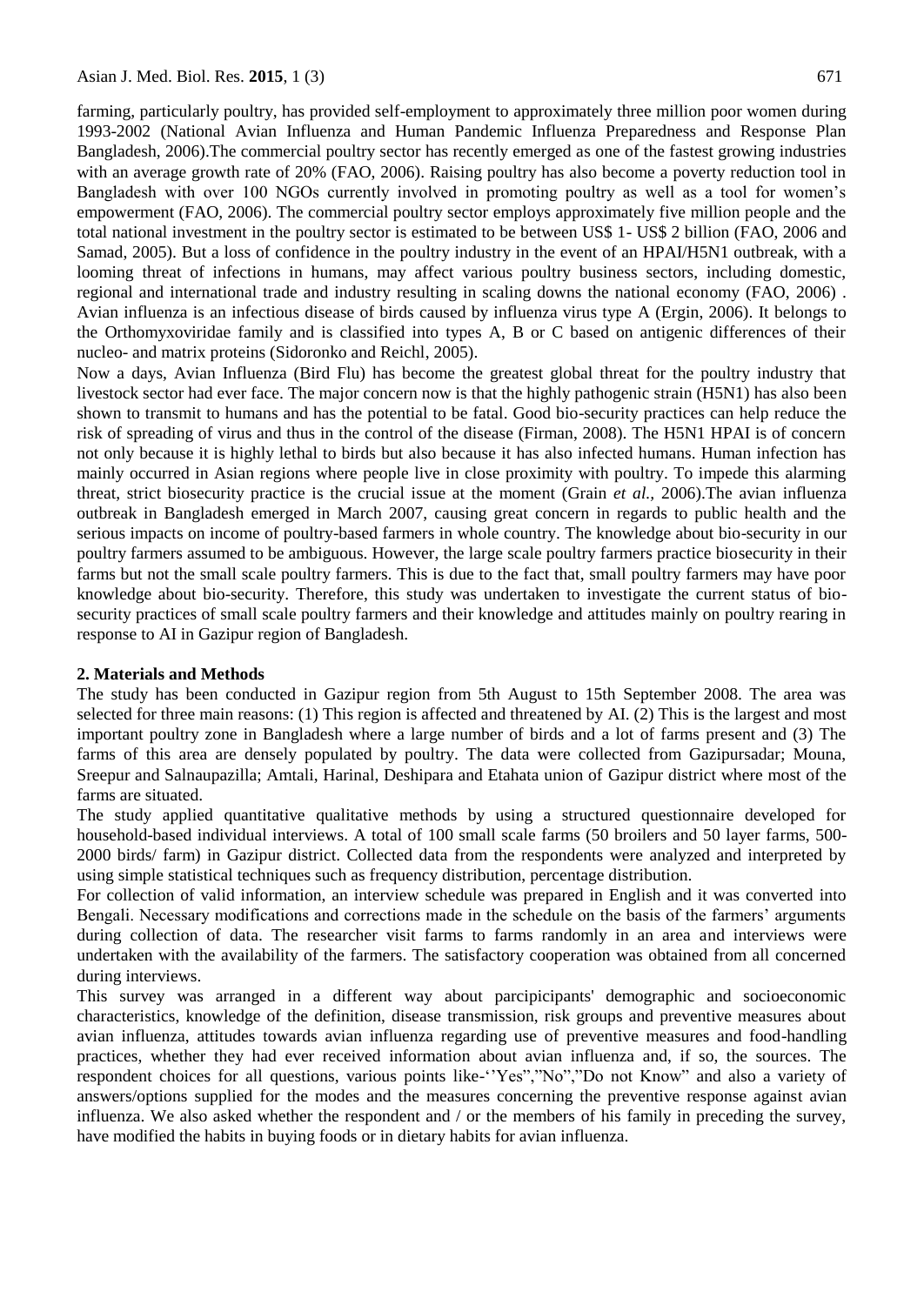farming, particularly poultry, has provided self-employment to approximately three million poor women during 1993-2002 (National Avian Influenza and Human Pandemic Influenza Preparedness and Response Plan Bangladesh, 2006).The commercial poultry sector has recently emerged as one of the fastest growing industries with an average growth rate of 20% (FAO, 2006). Raising poultry has also become a poverty reduction tool in Bangladesh with over 100 NGOs currently involved in promoting poultry as well as a tool for women's empowerment (FAO, 2006). The commercial poultry sector employs approximately five million people and the total national investment in the poultry sector is estimated to be between US$ 1- US$ 2 billion (FAO, 2006 and Samad, 2005). But a loss of confidence in the poultry industry in the event of an HPAI/H5N1 outbreak, with a looming threat of infections in humans, may affect various poultry business sectors, including domestic, regional and international trade and industry resulting in scaling downs the national economy (FAO, 2006) . Avian influenza is an infectious disease of birds caused by influenza virus type A (Ergin, 2006). It belongs to the Orthomyxoviridae family and is classified into types A, B or C based on antigenic differences of their nucleo- and matrix proteins (Sidoronko and Reichl, 2005).

Now a days, Avian Influenza (Bird Flu) has become the greatest global threat for the poultry industry that livestock sector had ever face. The major concern now is that the highly pathogenic strain (H5N1) has also been shown to transmit to humans and has the potential to be fatal. Good bio-security practices can help reduce the risk of spreading of virus and thus in the control of the disease (Firman, 2008). The H5N1 HPAI is of concern not only because it is highly lethal to birds but also because it has also infected humans. Human infection has mainly occurred in Asian regions where people live in close proximity with poultry. To impede this alarming threat, strict biosecurity practice is the crucial issue at the moment (Grain *et al.,* 2006).The avian influenza outbreak in Bangladesh emerged in March 2007, causing great concern in regards to public health and the serious impacts on income of poultry-based farmers in whole country. The knowledge about bio-security in our poultry farmers assumed to be ambiguous. However, the large scale poultry farmers practice biosecurity in their farms but not the small scale poultry farmers. This is due to the fact that, small poultry farmers may have poor knowledge about bio-security. Therefore, this study was undertaken to investigate the current status of bio-security practices of small scale poultry farmers and their knowledge and attitudes mainly on poultry rearing in response to AI in Gazipur region of Bangladesh.

## 2. Materials and Methods

The study has been conducted in Gazipur region from 5th August to 15th September 2008. The area was selected for three main reasons: (1) This region is affected and threatened by AI. (2) This is the largest and most important poultry zone in Bangladesh where a large number of birds and a lot of farms present and (3) The farms of this area are densely populated by poultry. The data were collected from Gazipursadar; Mouna, Sreepur and Salnaupazilla; Amtali, Harinal, Deshipara and Etahata union of Gazipur district where most of the farms are situated.

The study applied quantitative qualitative methods by using a structured questionnaire developed for household-based individual interviews. A total of 100 small scale farms (50 broilers and 50 layer farms, 500-2000 birds/ farm) in Gazipur district. Collected data from the respondents were analyzed and interpreted by using simple statistical techniques such as frequency distribution, percentage distribution.

For collection of valid information, an interview schedule was prepared in English and it was converted into Bengali. Necessary modifications and corrections made in the schedule on the basis of the farmers' arguments during collection of data. The researcher visit farms to farms randomly in an area and interviews were undertaken with the availability of the farmers. The satisfactory cooperation was obtained from all concerned during interviews.

This survey was arranged in a different way about parcipicipants' demographic and socioeconomic characteristics, knowledge of the definition, disease transmission, risk groups and preventive measures about avian influenza, attitudes towards avian influenza regarding use of preventive measures and food-handling practices, whether they had ever received information about avian influenza and, if so, the sources. The respondent choices for all questions, various points like-''Yes","No","Do not Know" and also a variety of answers/options supplied for the modes and the measures concerning the preventive response against avian influenza. We also asked whether the respondent and / or the members of his family in preceding the survey, have modified the habits in buying foods or in dietary habits for avian influenza.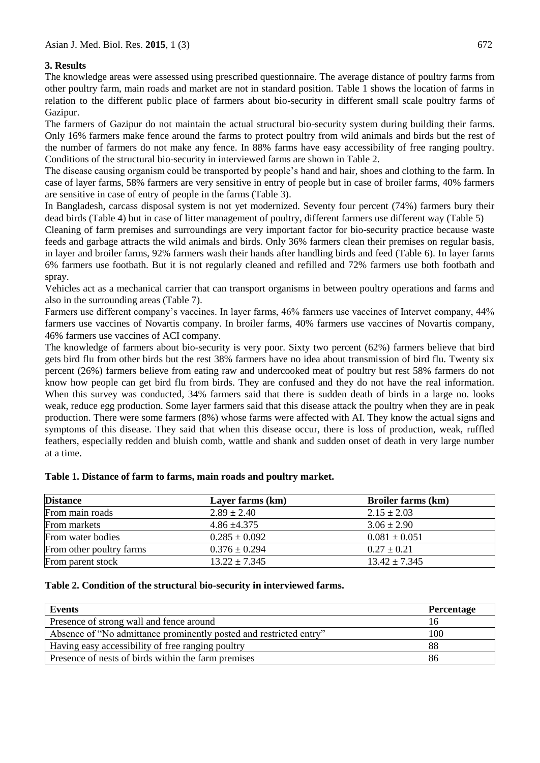## 3. Results

The knowledge areas were assessed using prescribed questionnaire. The average distance of poultry farms from other poultry farm, main roads and market are not in standard position. Table 1 shows the location of farms in relation to the different public place of farmers about bio-security in different small scale poultry farms of Gazipur.

The farmers of Gazipur do not maintain the actual structural bio-security system during building their farms. Only 16% farmers make fence around the farms to protect poultry from wild animals and birds but the rest of the number of farmers do not make any fence. In 88% farms have easy accessibility of free ranging poultry. Conditions of the structural bio-security in interviewed farms are shown in Table 2.

The disease causing organism could be transported by people's hand and hair, shoes and clothing to the farm. In case of layer farms, 58% farmers are very sensitive in entry of people but in case of broiler farms, 40% farmers are sensitive in case of entry of people in the farms (Table 3).

In Bangladesh, carcass disposal system is not yet modernized. Seventy four percent (74%) farmers bury their dead birds (Table 4) but in case of litter management of poultry, different farmers use different way (Table 5)

Cleaning of farm premises and surroundings are very important factor for bio-security practice because waste feeds and garbage attracts the wild animals and birds. Only 36% farmers clean their premises on regular basis, in layer and broiler farms, 92% farmers wash their hands after handling birds and feed (Table 6). In layer farms 6% farmers use footbath. But it is not regularly cleaned and refilled and 72% farmers use both footbath and spray.

Vehicles act as a mechanical carrier that can transport organisms in between poultry operations and farms and also in the surrounding areas (Table 7).

Farmers use different company's vaccines. In layer farms, 46% farmers use vaccines of Intervet company, 44% farmers use vaccines of Novartis company. In broiler farms, 40% farmers use vaccines of Novartis company, 46% farmers use vaccines of ACI company.

The knowledge of farmers about bio-security is very poor. Sixty two percent (62%) farmers believe that bird gets bird flu from other birds but the rest 38% farmers have no idea about transmission of bird flu. Twenty six percent (26%) farmers believe from eating raw and undercooked meat of poultry but rest 58% farmers do not know how people can get bird flu from birds. They are confused and they do not have the real information. When this survey was conducted, 34% farmers said that there is sudden death of birds in a large no. looks weak, reduce egg production. Some layer farmers said that this disease attack the poultry when they are in peak production. There were some farmers (8%) whose farms were affected with AI. They know the actual signs and symptoms of this disease. They said that when this disease occur, there is loss of production, weak, ruffled feathers, especially redden and bluish comb, wattle and shank and sudden onset of death in very large number at a time.

**Table 1. Distance of farm to farms, main roads and poultry market.**

| Distance | Layer farms (km) | Broiler farms (km) |
|---|---|---|
| From main roads | $2.89 \pm 2.40$ | $2.15 \pm 2.03$ |
| From markets | $4.86 \pm 4.375$ | $3.06 \pm 2.90$ |
| From water bodies | $0.285 \pm 0.092$ | $0.081 \pm 0.051$ |
| From other poultry farms | $0.376 \pm 0.294$ | $0.27 \pm 0.21$ |
| From parent stock | $13.22 \pm 7.345$ | $13.42 \pm 7.345$ |

**Table 2. Condition of the structural bio-security in interviewed farms.**

| Events | Percentage |
|---|---|
| Presence of strong wall and fence around | 16 |
| Absence of "No admittance prominently posted and restricted entry" | 100 |
| Having easy accessibility of free ranging poultry | 88 |
| Presence of nests of birds within the farm premises | 86 |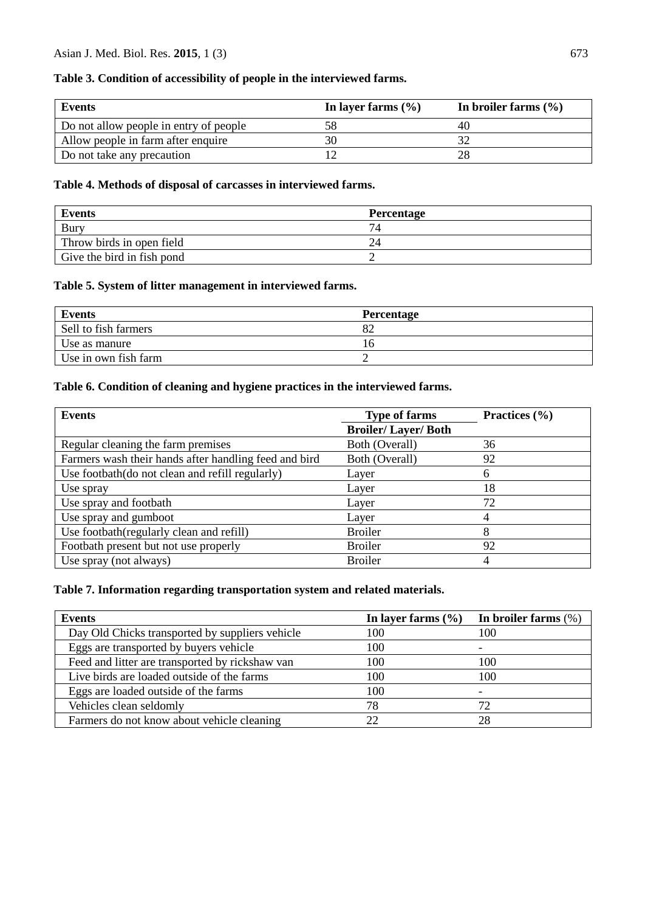**Table 3. Condition of accessibility of people in the interviewed farms.**

| Events | In layer farms (%) | In broiler farms (%) |
|---|---|---|
| Do not allow people in entry of people | 58 | 40 |
| Allow people in farm after enquire | 30 | 32 |
| Do not take any precaution | 12 | 28 |

**Table 4. Methods of disposal of carcasses in interviewed farms.**

| Events | Percentage |
|---|---|
| Bury | 74 |
| Throw birds in open field | 24 |
| Give the bird in fish pond | 2 |

**Table 5. System of litter management in interviewed farms.**

| Events | Percentage |
|---|---|
| Sell to fish farmers | 82 |
| Use as manure | 16 |
| Use in own fish farm | 2 |

**Table 6. Condition of cleaning and hygiene practices in the interviewed farms.**

| Events | Type of farms | Practices (%) |
|---|---|---|
| | Broiler/ Layer/ Both | |
| Regular cleaning the farm premises | Both (Overall) | 36 |
| Farmers wash their hands after handling feed and bird | Both (Overall) | 92 |
| Use footbath(do not clean and refill regularly) | Layer | 6 |
| Use spray | Layer | 18 |
| Use spray and footbath | Layer | 72 |
| Use spray and gumboot | Layer | 4 |
| Use footbath(regularly clean and refill) | Broiler | 8 |
| Footbath present but not use properly | Broiler | 92 |
| Use spray (not always) | Broiler | 4 |

**Table 7. Information regarding transportation system and related materials.**

| Events | In layer farms (%) | In broiler farms (%) |
|---|---|---|
| Day Old Chicks transported by suppliers vehicle | 100 | 100 |
| Eggs are transported by buyers vehicle | 100 | - |
| Feed and litter are transported by rickshaw van | 100 | 100 |
| Live birds are loaded outside of the farms | 100 | 100 |
| Eggs are loaded outside of the farms | 100 | - |
| Vehicles clean seldomly | 78 | 72 |
| Farmers do not know about vehicle cleaning | 22 | 28 |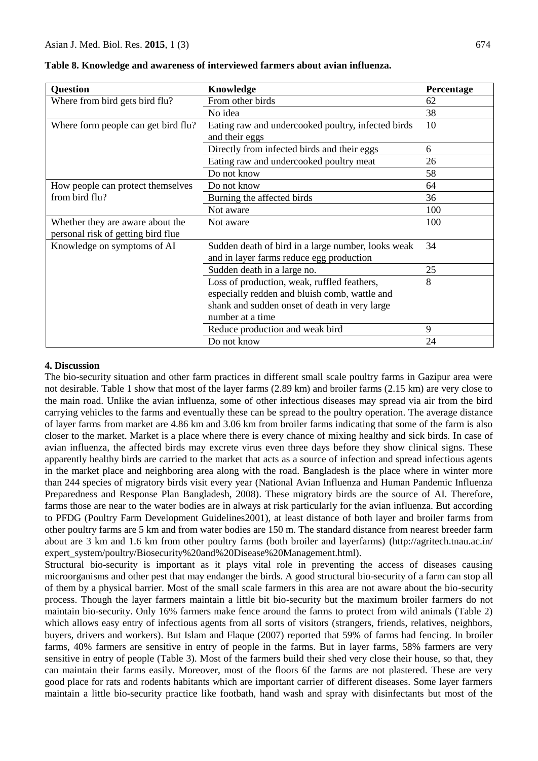**Table 8. Knowledge and awareness of interviewed farmers about avian influenza.**

| Question | Knowledge | Percentage |
|---|---|---|
| Where from bird gets bird flu? | From other birds | 62 |
| | No idea | 38 |
| Where form people can get bird flu? | Eating raw and undercooked poultry, infected birds and their eggs | 10 |
| | Directly from infected birds and their eggs | 6 |
| | Eating raw and undercooked poultry meat | 26 |
| | Do not know | 58 |
| How people can protect themselves from bird flu? | Do not know | 64 |
| | Burning the affected birds | 36 |
| | Not aware | 100 |
| Whether they are aware about the personal risk of getting bird flue | Not aware | 100 |
| Knowledge on symptoms of AI | Sudden death of bird in a large number, looks weak and in layer farms reduce egg production | 34 |
| | Sudden death in a large no. | 25 |
| | Loss of production, weak, ruffled feathers, especially redden and bluish comb, wattle and shank and sudden onset of death in very large number at a time | 8 |
| | Reduce production and weak bird | 9 |
| | Do not know | 24 |

## 4. Discussion

The bio-security situation and other farm practices in different small scale poultry farms in Gazipur area were not desirable. Table 1 show that most of the layer farms (2.89 km) and broiler farms (2.15 km) are very close to the main road. Unlike the avian influenza, some of other infectious diseases may spread via air from the bird carrying vehicles to the farms and eventually these can be spread to the poultry operation. The average distance of layer farms from market are 4.86 km and 3.06 km from broiler farms indicating that some of the farm is also closer to the market. Market is a place where there is every chance of mixing healthy and sick birds. In case of avian influenza, the affected birds may excrete virus even three days before they show clinical signs. These apparently healthy birds are carried to the market that acts as a source of infection and spread infectious agents in the market place and neighboring area along with the road. Bangladesh is the place where in winter more than 244 species of migratory birds visit every year (National Avian Influenza and Human Pandemic Influenza Preparedness and Response Plan Bangladesh, 2008). These migratory birds are the source of AI. Therefore, farms those are near to the water bodies are in always at risk particularly for the avian influenza. But according to PFDG (Poultry Farm Development Guidelines2001), at least distance of both layer and broiler farms from other poultry farms are 5 km and from water bodies are 150 m. The standard distance from nearest breeder farm about are 3 km and 1.6 km from other poultry farms (both broiler and layerfarms) (http://agritech.tnau.ac.in/expert_system/poultry/Biosecurity%20and%20Disease%20Management.html).

Structural bio-security is important as it plays vital role in preventing the access of diseases causing microorganisms and other pest that may endanger the birds. A good structural bio-security of a farm can stop all of them by a physical barrier. Most of the small scale farmers in this area are not aware about the bio-security process. Though the layer farmers maintain a little bit bio-security but the maximum broiler farmers do not maintain bio-security. Only 16% farmers make fence around the farms to protect from wild animals (Table 2) which allows easy entry of infectious agents from all sorts of visitors (strangers, friends, relatives, neighbors, buyers, drivers and workers). But Islam and Flaque (2007) reported that 59% of farms had fencing. In broiler farms, 40% farmers are sensitive in entry of people in the farms. But in layer farms, 58% farmers are very sensitive in entry of people (Table 3). Most of the farmers build their shed very close their house, so that, they can maintain their farms easily. Moreover, most of the floors 6f the farms are not plastered. These are very good place for rats and rodents habitants which are important carrier of different diseases. Some layer farmers maintain a little bio-security practice like footbath, hand wash and spray with disinfectants but most of the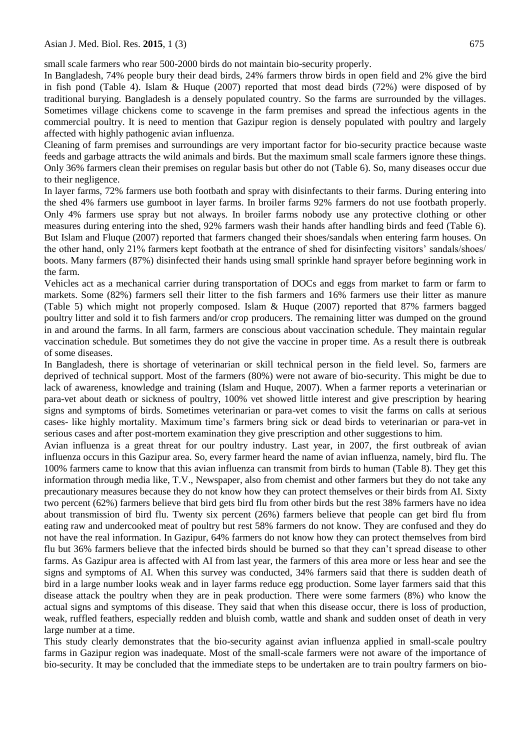small scale farmers who rear 500-2000 birds do not maintain bio-security properly.

In Bangladesh, 74% people bury their dead birds, 24% farmers throw birds in open field and 2% give the bird in fish pond (Table 4). Islam & Huque (2007) reported that most dead birds (72%) were disposed of by traditional burying. Bangladesh is a densely populated country. So the farms are surrounded by the villages. Sometimes village chickens come to scavenge in the farm premises and spread the infectious agents in the commercial poultry. It is need to mention that Gazipur region is densely populated with poultry and largely affected with highly pathogenic avian influenza.

Cleaning of farm premises and surroundings are very important factor for bio-security practice because waste feeds and garbage attracts the wild animals and birds. But the maximum small scale farmers ignore these things. Only 36% farmers clean their premises on regular basis but other do not (Table 6). So, many diseases occur due to their negligence.

In layer farms, 72% farmers use both footbath and spray with disinfectants to their farms. During entering into the shed 4% farmers use gumboot in layer farms. In broiler farms 92% farmers do not use footbath properly. Only 4% farmers use spray but not always. In broiler farms nobody use any protective clothing or other measures during entering into the shed, 92% farmers wash their hands after handling birds and feed (Table 6). But Islam and Fluque (2007) reported that farmers changed their shoes/sandals when entering farm houses. On the other hand, only 21% farmers kept footbath at the entrance of shed for disinfecting visitors' sandals/shoes/ boots. Many farmers (87%) disinfected their hands using small sprinkle hand sprayer before beginning work in the farm.

Vehicles act as a mechanical carrier during transportation of DOCs and eggs from market to farm or farm to markets. Some (82%) farmers sell their litter to the fish farmers and 16% farmers use their litter as manure (Table 5) which might not properly composed. Islam & Huque (2007) reported that 87% farmers bagged poultry litter and sold it to fish farmers and/or crop producers. The remaining litter was dumped on the ground in and around the farms. In all farm, farmers are conscious about vaccination schedule. They maintain regular vaccination schedule. But sometimes they do not give the vaccine in proper time. As a result there is outbreak of some diseases.

In Bangladesh, there is shortage of veterinarian or skill technical person in the field level. So, farmers are deprived of technical support. Most of the farmers (80%) were not aware of bio-security. This might be due to lack of awareness, knowledge and training (Islam and Huque, 2007). When a farmer reports a veterinarian or para-vet about death or sickness of poultry, 100% vet showed little interest and give prescription by hearing signs and symptoms of birds. Sometimes veterinarian or para-vet comes to visit the farms on calls at serious cases- like highly mortality. Maximum time's farmers bring sick or dead birds to veterinarian or para-vet in serious cases and after post-mortem examination they give prescription and other suggestions to him.

Avian influenza is a great threat for our poultry industry. Last year, in 2007, the first outbreak of avian influenza occurs in this Gazipur area. So, every farmer heard the name of avian influenza, namely, bird flu. The 100% farmers came to know that this avian influenza can transmit from birds to human (Table 8). They get this information through media like, T.V., Newspaper, also from chemist and other farmers but they do not take any precautionary measures because they do not know how they can protect themselves or their birds from AI. Sixty two percent (62%) farmers believe that bird gets bird flu from other birds but the rest 38% farmers have no idea about transmission of bird flu. Twenty six percent (26%) farmers believe that people can get bird flu from eating raw and undercooked meat of poultry but rest 58% farmers do not know. They are confused and they do not have the real information. In Gazipur, 64% farmers do not know how they can protect themselves from bird flu but 36% farmers believe that the infected birds should be burned so that they can't spread disease to other farms. As Gazipur area is affected with AI from last year, the farmers of this area more or less hear and see the signs and symptoms of AI. When this survey was conducted, 34% farmers said that there is sudden death of bird in a large number looks weak and in layer farms reduce egg production. Some layer farmers said that this disease attack the poultry when they are in peak production. There were some farmers (8%) who know the actual signs and symptoms of this disease. They said that when this disease occur, there is loss of production, weak, ruffled feathers, especially redden and bluish comb, wattle and shank and sudden onset of death in very large number at a time.

This study clearly demonstrates that the bio-security against avian influenza applied in small-scale poultry farms in Gazipur region was inadequate. Most of the small-scale farmers were not aware of the importance of bio-security. It may be concluded that the immediate steps to be undertaken are to train poultry farmers on bio-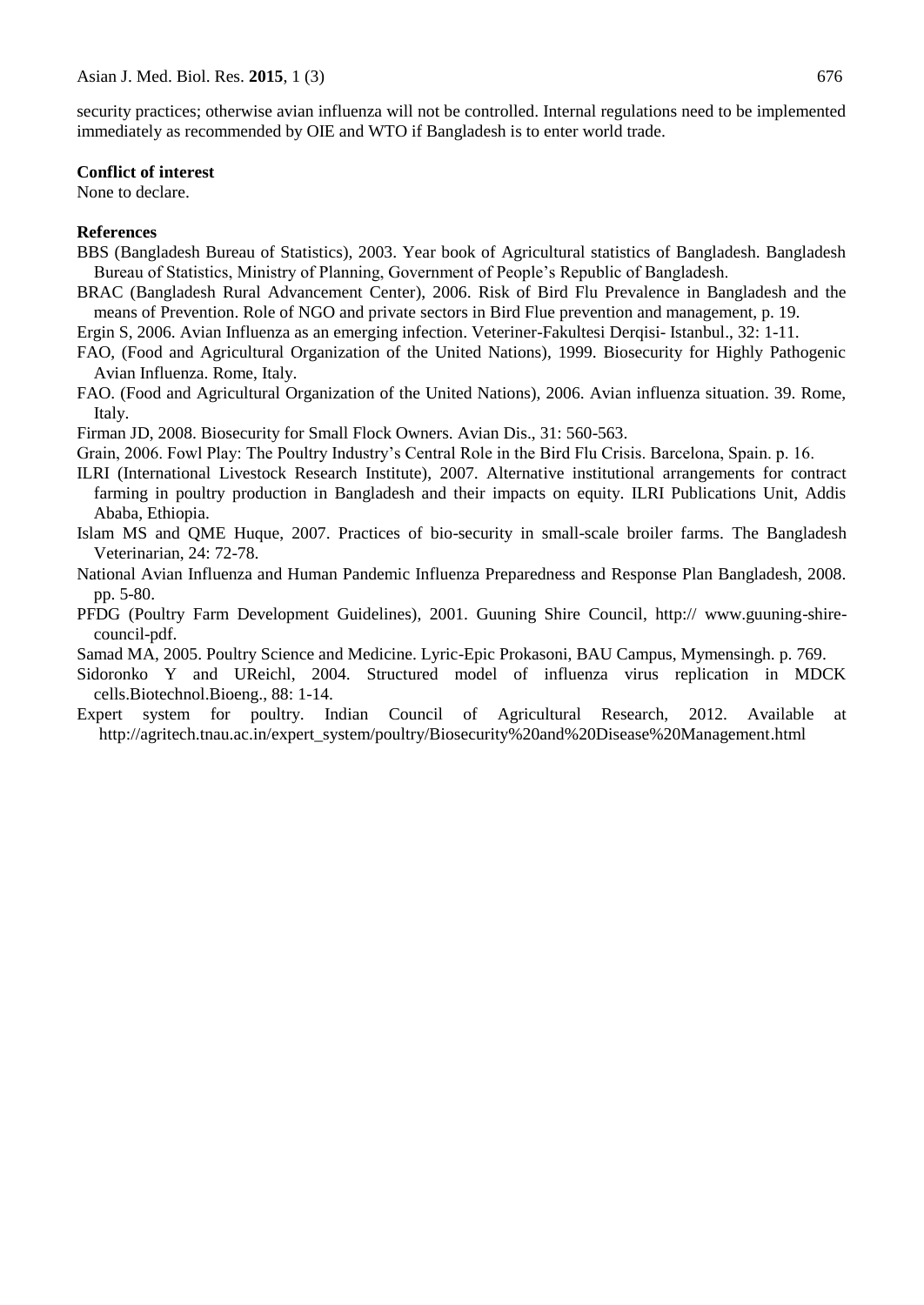security practices; otherwise avian influenza will not be controlled. Internal regulations need to be implemented immediately as recommended by OIE and WTO if Bangladesh is to enter world trade.

**Conflict of interest**

None to declare.

**References**

BBS (Bangladesh Bureau of Statistics), 2003. Year book of Agricultural statistics of Bangladesh. Bangladesh Bureau of Statistics, Ministry of Planning, Government of People's Republic of Bangladesh.

BRAC (Bangladesh Rural Advancement Center), 2006. Risk of Bird Flu Prevalence in Bangladesh and the means of Prevention. Role of NGO and private sectors in Bird Flue prevention and management, p. 19.

Ergin S, 2006. Avian Influenza as an emerging infection. Veteriner-Fakultesi Derqisi- Istanbul., 32: 1-11.

FAO, (Food and Agricultural Organization of the United Nations), 1999. Biosecurity for Highly Pathogenic Avian Influenza. Rome, Italy.

FAO. (Food and Agricultural Organization of the United Nations), 2006. Avian influenza situation. 39. Rome, Italy.

Firman JD, 2008. Biosecurity for Small Flock Owners. Avian Dis., 31: 560-563.

Grain, 2006. Fowl Play: The Poultry Industry's Central Role in the Bird Flu Crisis. Barcelona, Spain. p. 16.

ILRI (International Livestock Research Institute), 2007. Alternative institutional arrangements for contract farming in poultry production in Bangladesh and their impacts on equity. ILRI Publications Unit, Addis Ababa, Ethiopia.

Islam MS and QME Huque, 2007. Practices of bio-security in small-scale broiler farms. The Bangladesh Veterinarian, 24: 72-78.

National Avian Influenza and Human Pandemic Influenza Preparedness and Response Plan Bangladesh, 2008. pp. 5-80.

PFDG (Poultry Farm Development Guidelines), 2001. Guuning Shire Council, http:// www.guuning-shire-council-pdf.

Samad MA, 2005. Poultry Science and Medicine. Lyric-Epic Prokasoni, BAU Campus, Mymensingh. p. 769.

Sidoronko Y and UReichl, 2004. Structured model of influenza virus replication in MDCK cells.Biotechnol.Bioeng., 88: 1-14.

Expert system for poultry. Indian Council of Agricultural Research, 2012. Available at http://agritech.tnau.ac.in/expert_system/poultry/Biosecurity%20and%20Disease%20Management.html